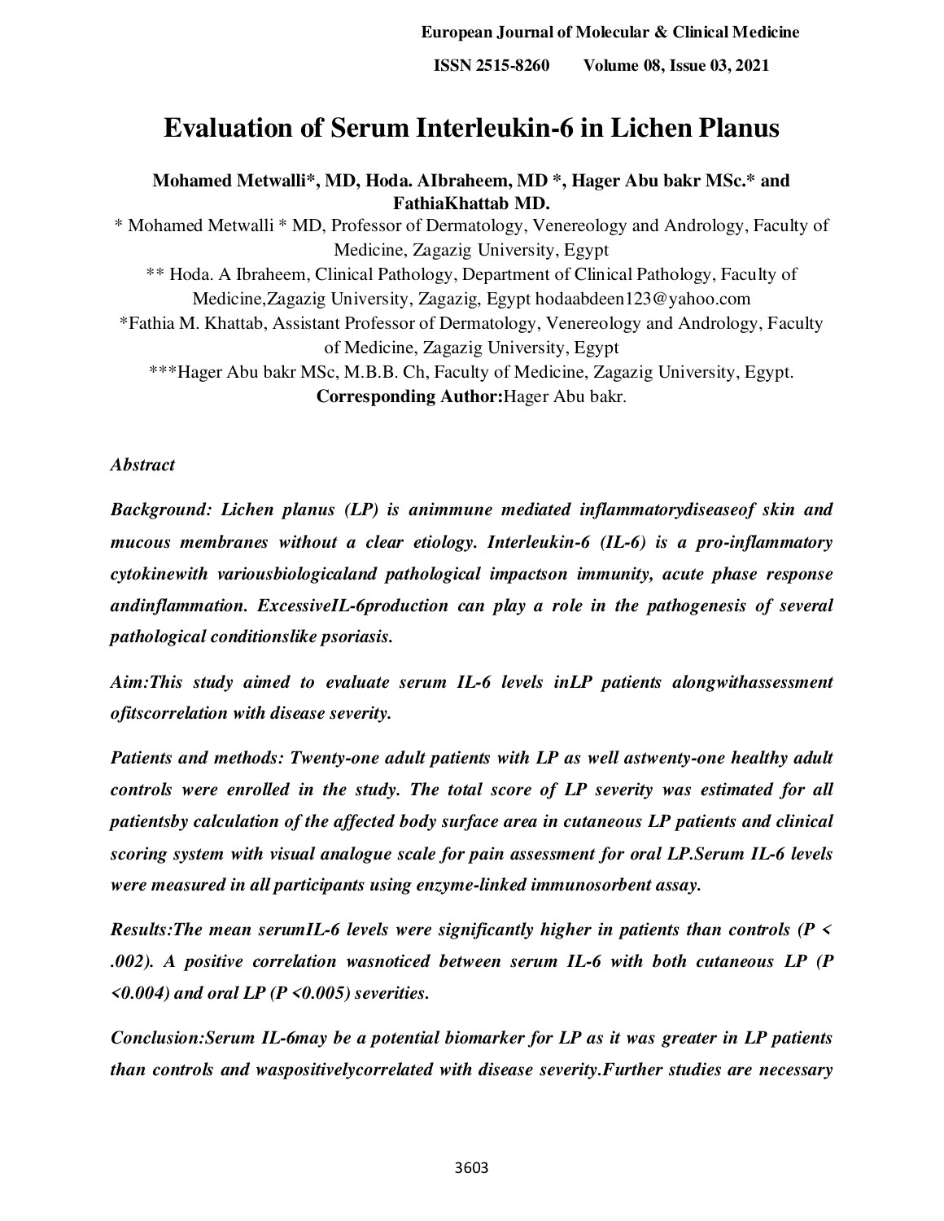# Evaluation of Serum Interleukin-6 in Lichen Planus

**Mohamed Metwalli*, MD, Hoda. AIbraheem, MD *, Hager Abu bakr MSc.* and FathiaKhattab MD.**

\* Mohamed Metwalli * MD, Professor of Dermatology, Venereology and Andrology, Faculty of Medicine, Zagazig University, Egypt

** Hoda. A Ibraheem, Clinical Pathology, Department of Clinical Pathology, Faculty of Medicine,Zagazig University, Zagazig, Egypt hodaabdeen123@yahoo.com

*Fathia M. Khattab, Assistant Professor of Dermatology, Venereology and Andrology, Faculty of Medicine, Zagazig University, Egypt

***Hager Abu bakr MSc, M.B.B. Ch, Faculty of Medicine, Zagazig University, Egypt.

**Corresponding Author:**Hager Abu bakr.

*Abstract*

***Background: Lichen planus (LP) is animmune mediated inflammatorydiseaseof skin and mucous membranes without a clear etiology. Interleukin-6 (IL-6) is a pro-inflammatory cytokinewith variousbiologicaland pathological impactson immunity, acute phase response andinflammation. ExcessiveIL-6production can play a role in the pathogenesis of several pathological conditionslike psoriasis.***

***Aim:This study aimed to evaluate serum IL-6 levels inLP patients alongwithassessment ofitscorrelation with disease severity.***

***Patients and methods: Twenty-one adult patients with LP as well astwenty-one healthy adult controls were enrolled in the study. The total score of LP severity was estimated for all patientsby calculation of the affected body surface area in cutaneous LP patients and clinical scoring system with visual analogue scale for pain assessment for oral LP.Serum IL-6 levels were measured in all participants using enzyme-linked immunosorbent assay.***

***Results:The mean serumIL-6 levels were significantly higher in patients than controls ($P <$ .002). A positive correlation wasnoticed between serum IL-6 with both cutaneous LP ($P < 0.004$) and oral LP ($P < 0.005$) severities.***

***Conclusion:Serum IL-6may be a potential biomarker for LP as it was greater in LP patients than controls and waspositivelycorrelated with disease severity.Further studies are necessary***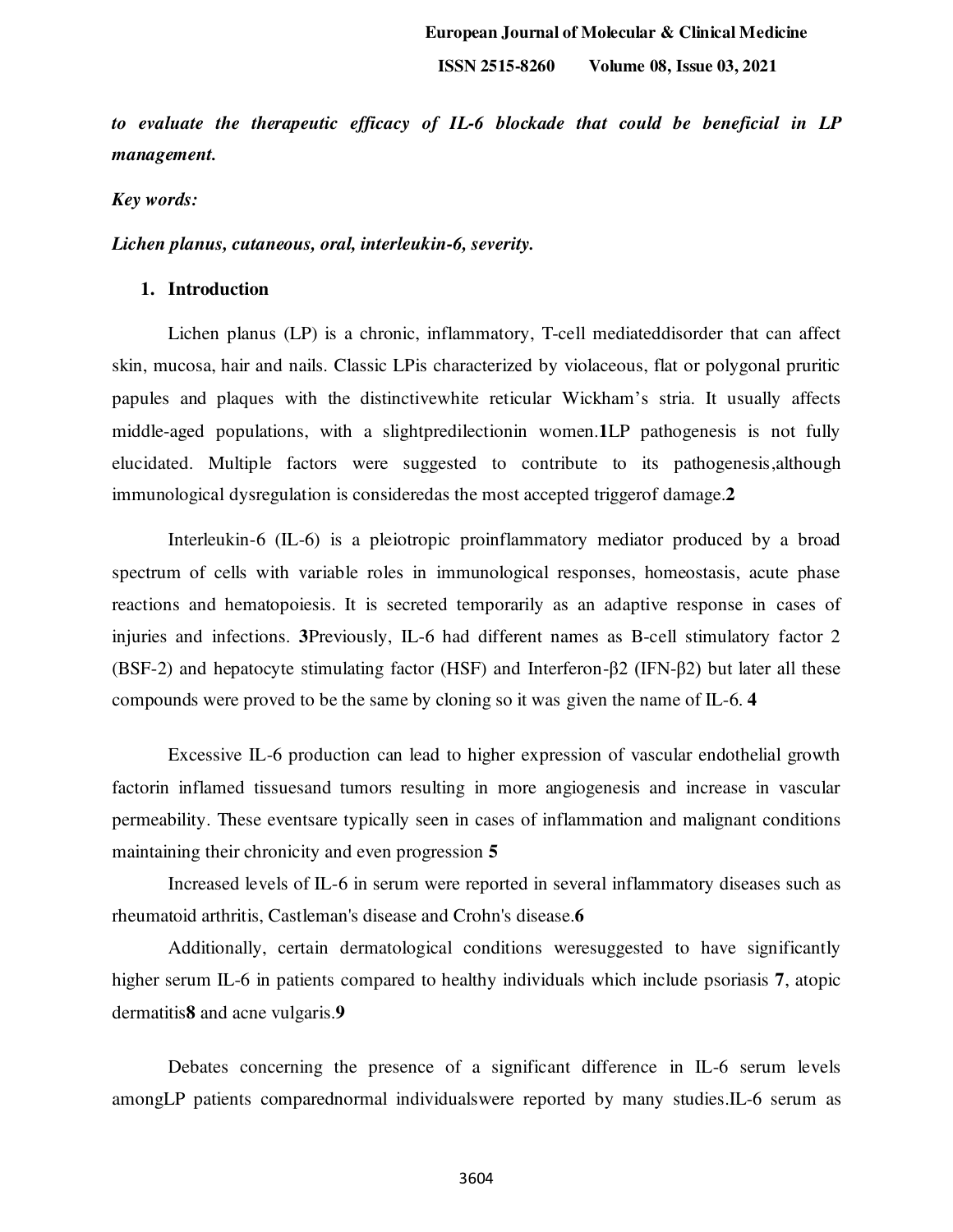*to evaluate the therapeutic efficacy of IL-6 blockade that could be beneficial in LP management.*

*Key words:*

*Lichen planus, cutaneous, oral, interleukin-6, severity.*

## 1. Introduction

Lichen planus (LP) is a chronic, inflammatory, T-cell mediateddisorder that can affect skin, mucosa, hair and nails. Classic LPis characterized by violaceous, flat or polygonal pruritic papules and plaques with the distinctivewhite reticular Wickham's stria. It usually affects middle-aged populations, with a slightpredilectionin women.**1**LP pathogenesis is not fully elucidated. Multiple factors were suggested to contribute to its pathogenesis,although immunological dysregulation is consideredas the most accepted triggerof damage.**2**

Interleukin-6 (IL-6) is a pleiotropic proinflammatory mediator produced by a broad spectrum of cells with variable roles in immunological responses, homeostasis, acute phase reactions and hematopoiesis. It is secreted temporarily as an adaptive response in cases of injuries and infections. **3**Previously, IL-6 had different names as B-cell stimulatory factor 2 (BSF-2) and hepatocyte stimulating factor (HSF) and Interferon-β2 (IFN-β2) but later all these compounds were proved to be the same by cloning so it was given the name of IL-6. **4**

Excessive IL-6 production can lead to higher expression of vascular endothelial growth factorin inflamed tissuesand tumors resulting in more angiogenesis and increase in vascular permeability. These eventsare typically seen in cases of inflammation and malignant conditions maintaining their chronicity and even progression **5**

Increased levels of IL-6 in serum were reported in several inflammatory diseases such as rheumatoid arthritis, Castleman's disease and Crohn's disease.**6**

Additionally, certain dermatological conditions weresuggested to have significantly higher serum IL-6 in patients compared to healthy individuals which include psoriasis **7**, atopic dermatitis**8** and acne vulgaris.**9**

Debates concerning the presence of a significant difference in IL-6 serum levels amongLP patients comparednormal individualswere reported by many studies.IL-6 serum as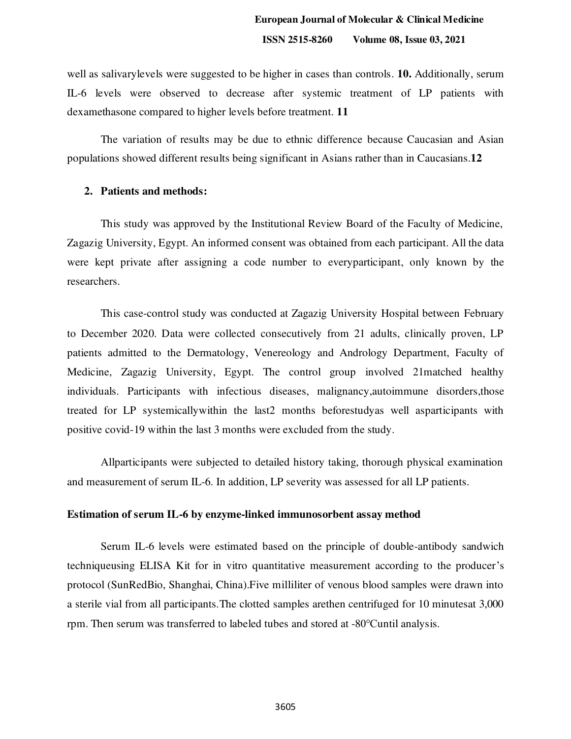well as salivarylevels were suggested to be higher in cases than controls. **10.** Additionally, serum IL-6 levels were observed to decrease after systemic treatment of LP patients with dexamethasone compared to higher levels before treatment. **11**

The variation of results may be due to ethnic difference because Caucasian and Asian populations showed different results being significant in Asians rather than in Caucasians.**12**

## 2. Patients and methods:

This study was approved by the Institutional Review Board of the Faculty of Medicine, Zagazig University, Egypt. An informed consent was obtained from each participant. All the data were kept private after assigning a code number to everyparticipant, only known by the researchers.

This case-control study was conducted at Zagazig University Hospital between February to December 2020. Data were collected consecutively from 21 adults, clinically proven, LP patients admitted to the Dermatology, Venereology and Andrology Department, Faculty of Medicine, Zagazig University, Egypt. The control group involved 21matched healthy individuals. Participants with infectious diseases, malignancy,autoimmune disorders,those treated for LP systemicallywithin the last2 months beforestudyas well asparticipants with positive covid-19 within the last 3 months were excluded from the study.

Allparticipants were subjected to detailed history taking, thorough physical examination and measurement of serum IL-6. In addition, LP severity was assessed for all LP patients.

### Estimation of serum IL-6 by enzyme-linked immunosorbent assay method

Serum IL-6 levels were estimated based on the principle of double-antibody sandwich techniqueusing ELISA Kit for in vitro quantitative measurement according to the producer's protocol (SunRedBio, Shanghai, China).Five milliliter of venous blood samples were drawn into a sterile vial from all participants.The clotted samples arethen centrifuged for 10 minutesat 3,000 rpm. Then serum was transferred to labeled tubes and stored at -80°Cuntil analysis.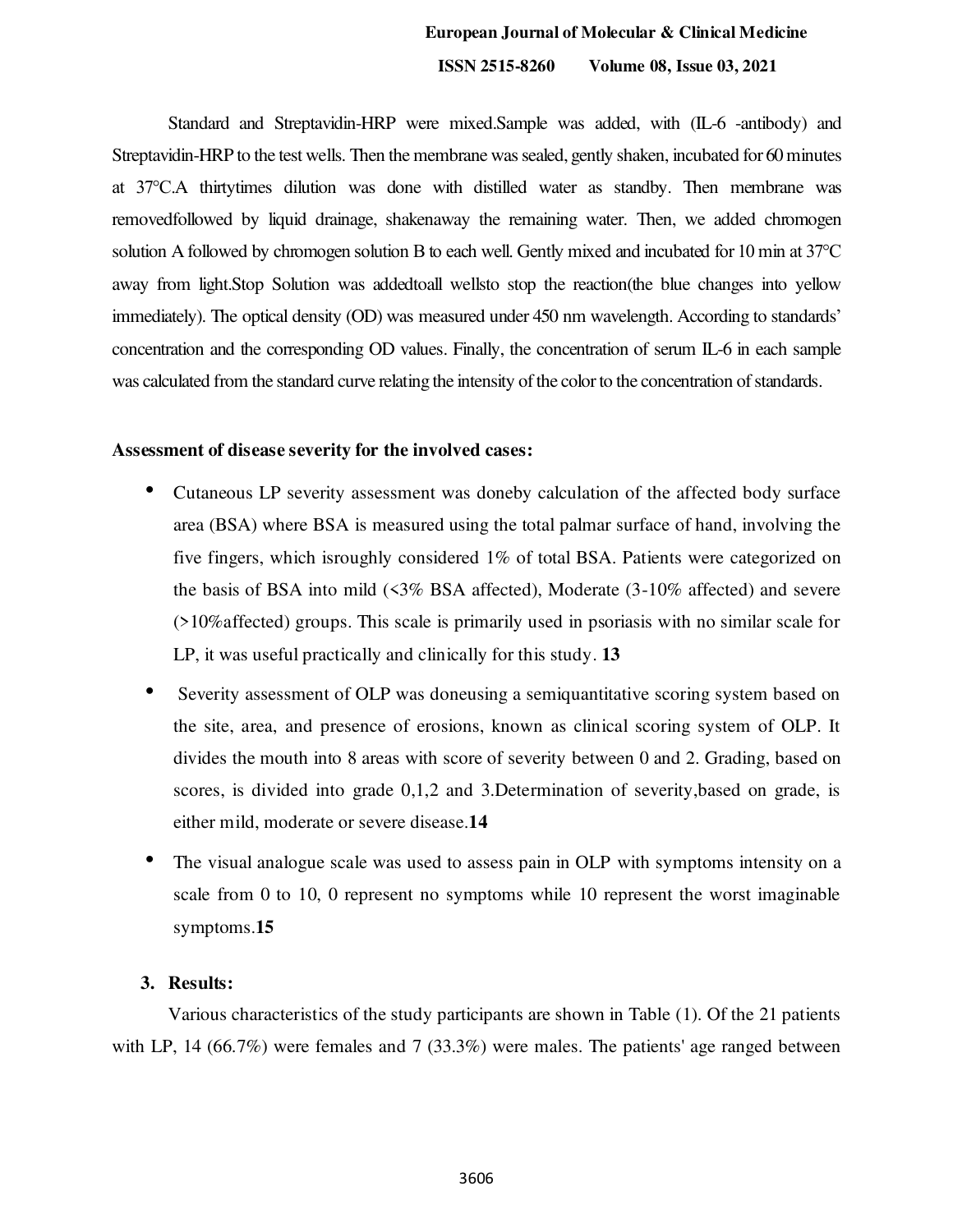Standard and Streptavidin-HRP were mixed.Sample was added, with (IL-6 -antibody) and Streptavidin-HRP to the test wells. Then the membrane was sealed, gently shaken, incubated for 60 minutes at 37°C.A thirtytimes dilution was done with distilled water as standby. Then membrane was removedfollowed by liquid drainage, shakenaway the remaining water. Then, we added chromogen solution A followed by chromogen solution B to each well. Gently mixed and incubated for 10 min at 37°C away from light.Stop Solution was addedtoall wellsto stop the reaction(the blue changes into yellow immediately). The optical density (OD) was measured under 450 nm wavelength. According to standards' concentration and the corresponding OD values. Finally, the concentration of serum IL-6 in each sample was calculated from the standard curve relating the intensity of the color to the concentration of standards.

**Assessment of disease severity for the involved cases:**

- Cutaneous LP severity assessment was doneby calculation of the affected body surface area (BSA) where BSA is measured using the total palmar surface of hand, involving the five fingers, which isroughly considered 1% of total BSA. Patients were categorized on the basis of BSA into mild (<3% BSA affected), Moderate (3-10% affected) and severe (>10%affected) groups. This scale is primarily used in psoriasis with no similar scale for LP, it was useful practically and clinically for this study. **13**
- Severity assessment of OLP was doneusing a semiquantitative scoring system based on the site, area, and presence of erosions, known as clinical scoring system of OLP. It divides the mouth into 8 areas with score of severity between 0 and 2. Grading, based on scores, is divided into grade 0,1,2 and 3.Determination of severity,based on grade, is either mild, moderate or severe disease.**14**
- The visual analogue scale was used to assess pain in OLP with symptoms intensity on a scale from 0 to 10, 0 represent no symptoms while 10 represent the worst imaginable symptoms.**15**

## 3. Results:

Various characteristics of the study participants are shown in Table (1). Of the 21 patients with LP, 14 (66.7%) were females and 7 (33.3%) were males. The patients' age ranged between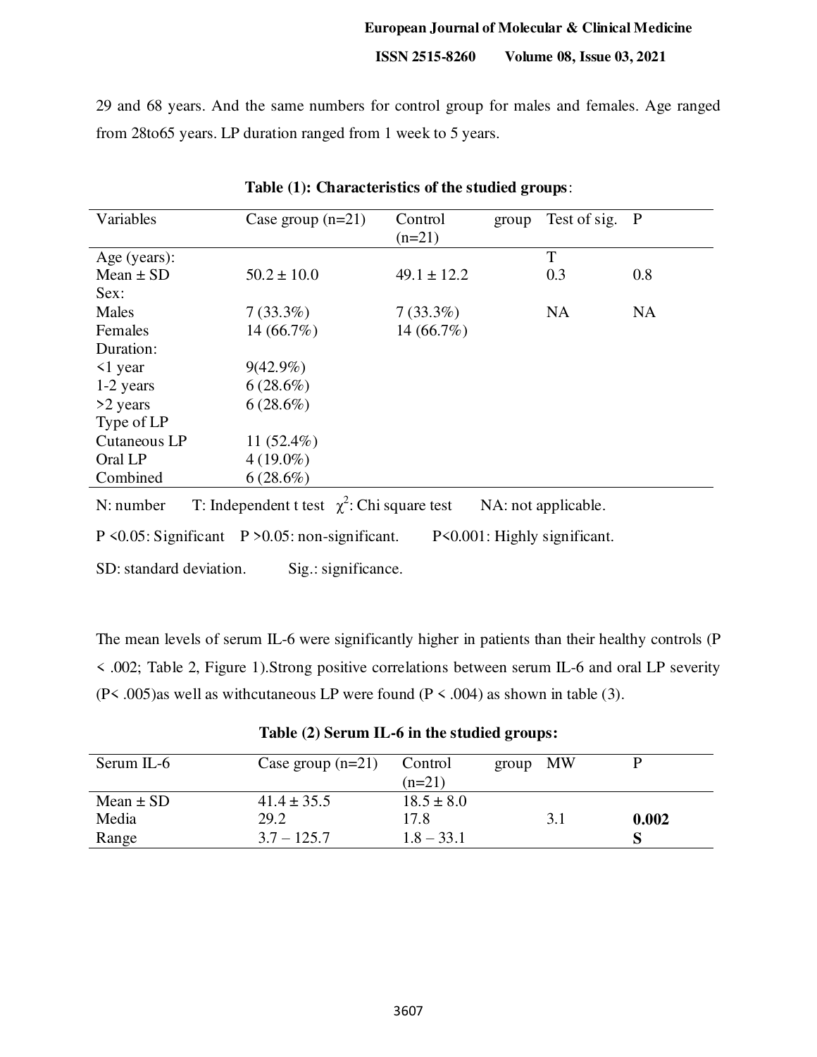29 and 68 years. And the same numbers for control group for males and females. Age ranged from 28to65 years. LP duration ranged from 1 week to 5 years.

**Table (1): Characteristics of the studied groups**:

| Variables | Case group (n=21) | Control group (n=21) | Test of sig. | P |
|---|---|---|---|---|
| Age (years): | | | T | |
| Mean ± SD | 50.2 ± 10.0 | 49.1 ± 12.2 | 0.3 | 0.8 |
| Sex: | | | | |
| Males | 7 (33.3%) | 7 (33.3%) | NA | NA |
| Females | 14 (66.7%) | 14 (66.7%) | | |
| Duration: | | | | |
| <1 year | 9(42.9%) | | | |
| 1-2 years | 6 (28.6%) | | | |
| >2 years | 6 (28.6%) | | | |
| Type of LP | | | | |
| Cutaneous LP | 11 (52.4%) | | | |
| Oral LP | 4 (19.0%) | | | |
| Combined | 6 (28.6%) | | | |

N: number T: Independent t test $\chi^2$: Chi square test NA: not applicable.

P <0.05: Significant P >0.05: non-significant. P<0.001: Highly significant.

SD: standard deviation. Sig.: significance.

The mean levels of serum IL-6 were significantly higher in patients than their healthy controls (P < .002; Table 2, Figure 1).Strong positive correlations between serum IL-6 and oral LP severity (P< .005)as well as withcutaneous LP were found (P < .004) as shown in table (3).

**Table (2) Serum IL-6 in the studied groups:**

| Serum IL-6 | Case group (n=21) | Control group (n=21) | MW | P |
|---|---|---|---|---|
| Mean ± SD | 41.4 ± 35.5 | 18.5 ± 8.0 | | |
| Media | 29.2 | 17.8 | 3.1 | **0.002** |
| Range | 3.7 – 125.7 | 1.8 – 33.1 | | **S** |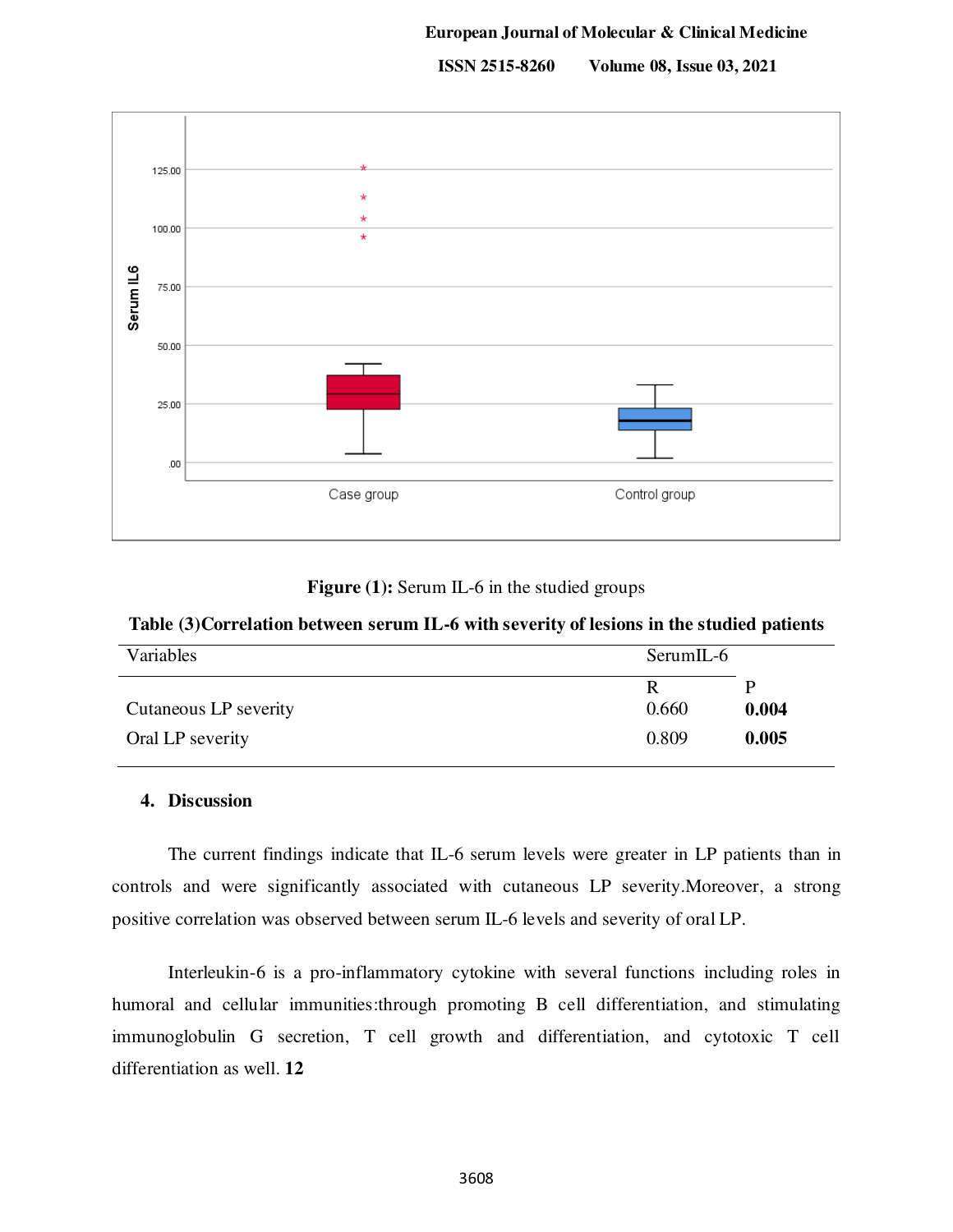Serum IL6

125.00

100.00

75.00

50.00

25.00

.00

Case group

Control group

**Figure (1):** Serum IL-6 in the studied groups

**Table (3)Correlation between serum IL-6 with severity of lesions in the studied patients**

| Variables | SerumIL-6 | |
|---|---|---|
| | R | P |
| Cutaneous LP severity | 0.660 | **0.004** |
| Oral LP severity | 0.809 | **0.005** |

## 4. Discussion

The current findings indicate that IL-6 serum levels were greater in LP patients than in controls and were significantly associated with cutaneous LP severity.Moreover, a strong positive correlation was observed between serum IL-6 levels and severity of oral LP.

Interleukin-6 is a pro-inflammatory cytokine with several functions including roles in humoral and cellular immunities:through promoting B cell differentiation, and stimulating immunoglobulin G secretion, T cell growth and differentiation, and cytotoxic T cell differentiation as well. **12**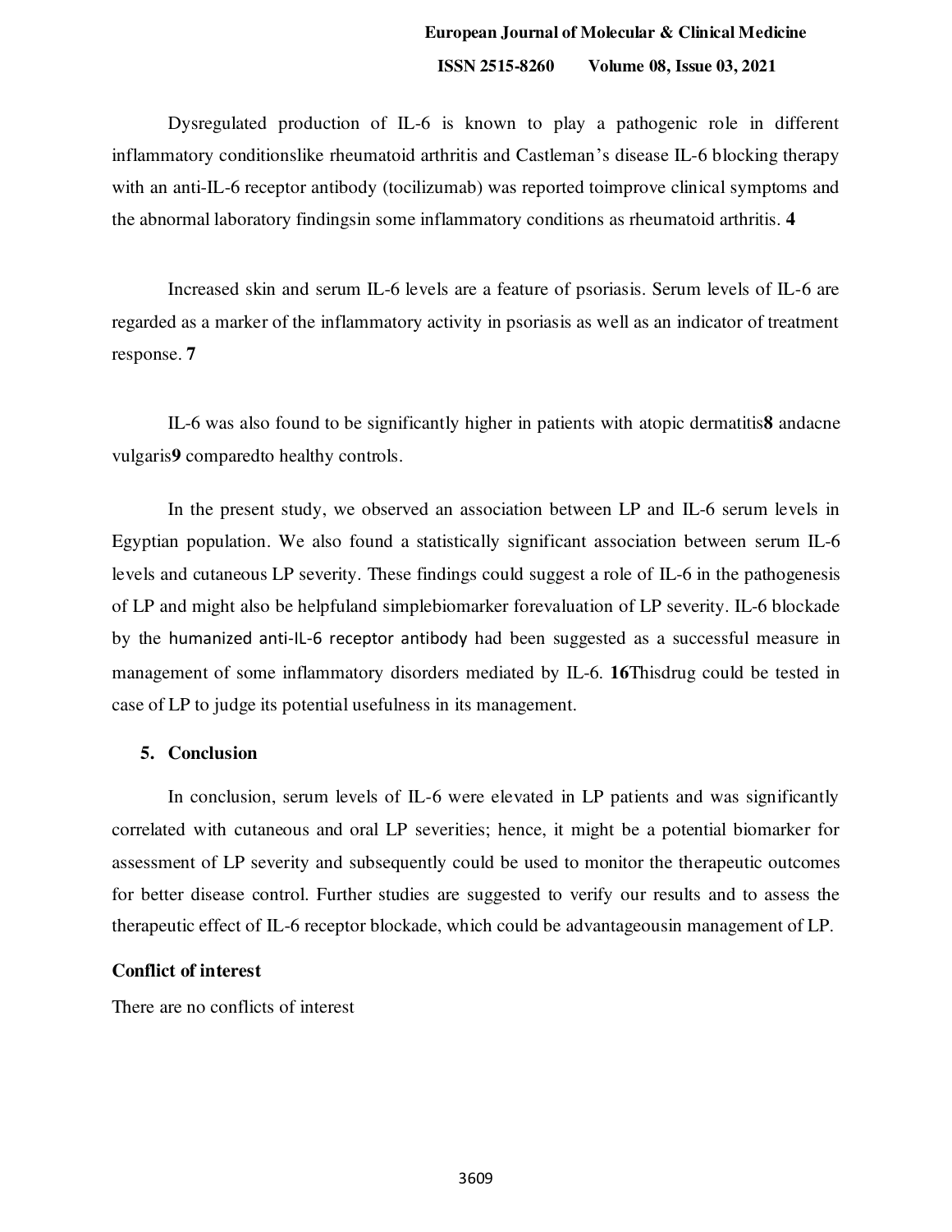Dysregulated production of IL-6 is known to play a pathogenic role in different inflammatory conditionslike rheumatoid arthritis and Castleman's disease IL-6 blocking therapy with an anti-IL-6 receptor antibody (tocilizumab) was reported toimprove clinical symptoms and the abnormal laboratory findingsin some inflammatory conditions as rheumatoid arthritis. **4**

Increased skin and serum IL-6 levels are a feature of psoriasis. Serum levels of IL-6 are regarded as a marker of the inflammatory activity in psoriasis as well as an indicator of treatment response. **7**

IL-6 was also found to be significantly higher in patients with atopic dermatitis**8** andacne vulgaris**9** comparedto healthy controls.

In the present study, we observed an association between LP and IL-6 serum levels in Egyptian population. We also found a statistically significant association between serum IL-6 levels and cutaneous LP severity. These findings could suggest a role of IL-6 in the pathogenesis of LP and might also be helpfuland simplebiomarker forevaluation of LP severity. IL-6 blockade by the humanized anti-IL-6 receptor antibody had been suggested as a successful measure in management of some inflammatory disorders mediated by IL-6. **16**Thisdrug could be tested in case of LP to judge its potential usefulness in its management.

## 5. Conclusion

In conclusion, serum levels of IL-6 were elevated in LP patients and was significantly correlated with cutaneous and oral LP severities; hence, it might be a potential biomarker for assessment of LP severity and subsequently could be used to monitor the therapeutic outcomes for better disease control. Further studies are suggested to verify our results and to assess the therapeutic effect of IL-6 receptor blockade, which could be advantageousin management of LP.

## Conflict of interest

There are no conflicts of interest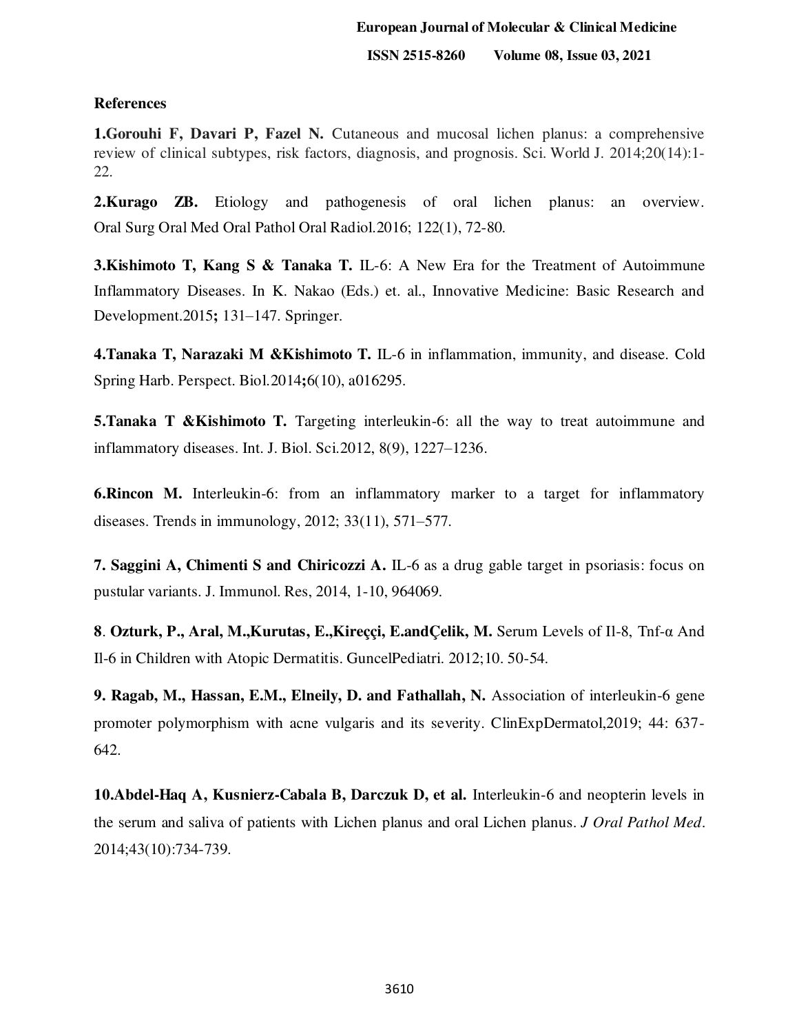## References

**1.Gorouhi F, Davari P, Fazel N.** Cutaneous and mucosal lichen planus: a comprehensive review of clinical subtypes, risk factors, diagnosis, and prognosis. Sci. World J. 2014;20(14):1-22.

**2.Kurago ZB.** Etiology and pathogenesis of oral lichen planus: an overview. Oral Surg Oral Med Oral Pathol Oral Radiol.2016; 122(1), 72-80.

**3.Kishimoto T, Kang S & Tanaka T.** IL-6: A New Era for the Treatment of Autoimmune Inflammatory Diseases. In K. Nakao (Eds.) et. al., Innovative Medicine: Basic Research and Development.2015**;** 131–147. Springer.

**4.Tanaka T, Narazaki M &Kishimoto T.** IL-6 in inflammation, immunity, and disease. Cold Spring Harb. Perspect. Biol.2014**;**6(10), a016295.

**5.Tanaka T &Kishimoto T.** Targeting interleukin-6: all the way to treat autoimmune and inflammatory diseases. Int. J. Biol. Sci.2012, 8(9), 1227–1236.

**6.Rincon M.** Interleukin-6: from an inflammatory marker to a target for inflammatory diseases. Trends in immunology, 2012; 33(11), 571–577.

**7. Saggini A, Chimenti S and Chiricozzi A.** IL-6 as a drug gable target in psoriasis: focus on pustular variants. J. Immunol. Res, 2014, 1-10, 964069.

**8**. **Ozturk, P., Aral, M.,Kurutas, E.,Kireççi, E.andÇelik, M.** Serum Levels of Il-8, Tnf-α And Il-6 in Children with Atopic Dermatitis. GuncelPediatri. 2012;10. 50-54.

**9. Ragab, M., Hassan, E.M., Elneily, D. and Fathallah, N.** Association of interleukin-6 gene promoter polymorphism with acne vulgaris and its severity. ClinExpDermatol,2019; 44: 637-642.

**10.Abdel-Haq A, Kusnierz-Cabala B, Darczuk D, et al.** Interleukin-6 and neopterin levels in the serum and saliva of patients with Lichen planus and oral Lichen planus. *J Oral Pathol Med*. 2014;43(10):734-739.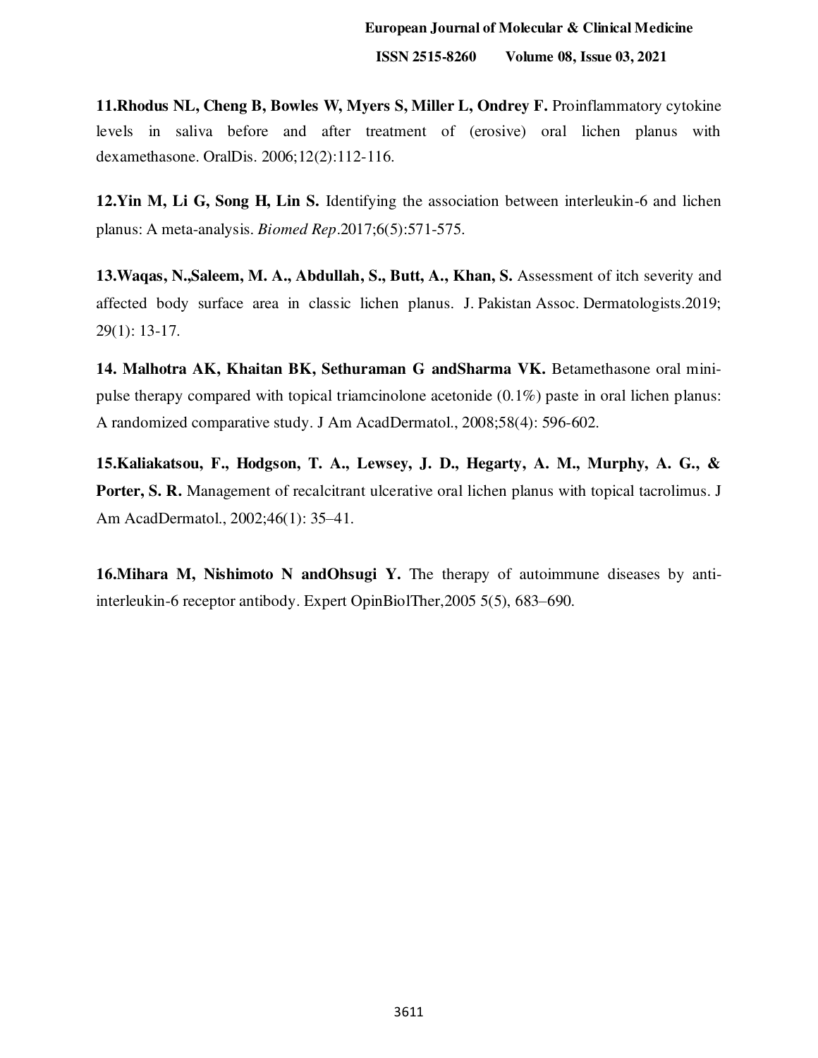**11.Rhodus NL, Cheng B, Bowles W, Myers S, Miller L, Ondrey F.** Proinflammatory cytokine levels in saliva before and after treatment of (erosive) oral lichen planus with dexamethasone. OralDis. 2006;12(2):112-116.

**12.Yin M, Li G, Song H, Lin S.** Identifying the association between interleukin-6 and lichen planus: A meta-analysis. *Biomed Rep*.2017;6(5):571-575.

**13.Waqas, N.,Saleem, M. A., Abdullah, S., Butt, A., Khan, S.** Assessment of itch severity and affected body surface area in classic lichen planus. J. Pakistan Assoc. Dermatologists.2019; 29(1): 13-17.

**14. Malhotra AK, Khaitan BK, Sethuraman G andSharma VK.** Betamethasone oral mini-pulse therapy compared with topical triamcinolone acetonide (0.1%) paste in oral lichen planus: A randomized comparative study. J Am AcadDermatol., 2008;58(4): 596-602.

**15.Kaliakatsou, F., Hodgson, T. A., Lewsey, J. D., Hegarty, A. M., Murphy, A. G., & Porter, S. R.** Management of recalcitrant ulcerative oral lichen planus with topical tacrolimus. J Am AcadDermatol., 2002;46(1): 35–41.

**16.Mihara M, Nishimoto N andOhsugi Y.** The therapy of autoimmune diseases by anti-interleukin-6 receptor antibody. Expert OpinBiolTher,2005 5(5), 683–690.